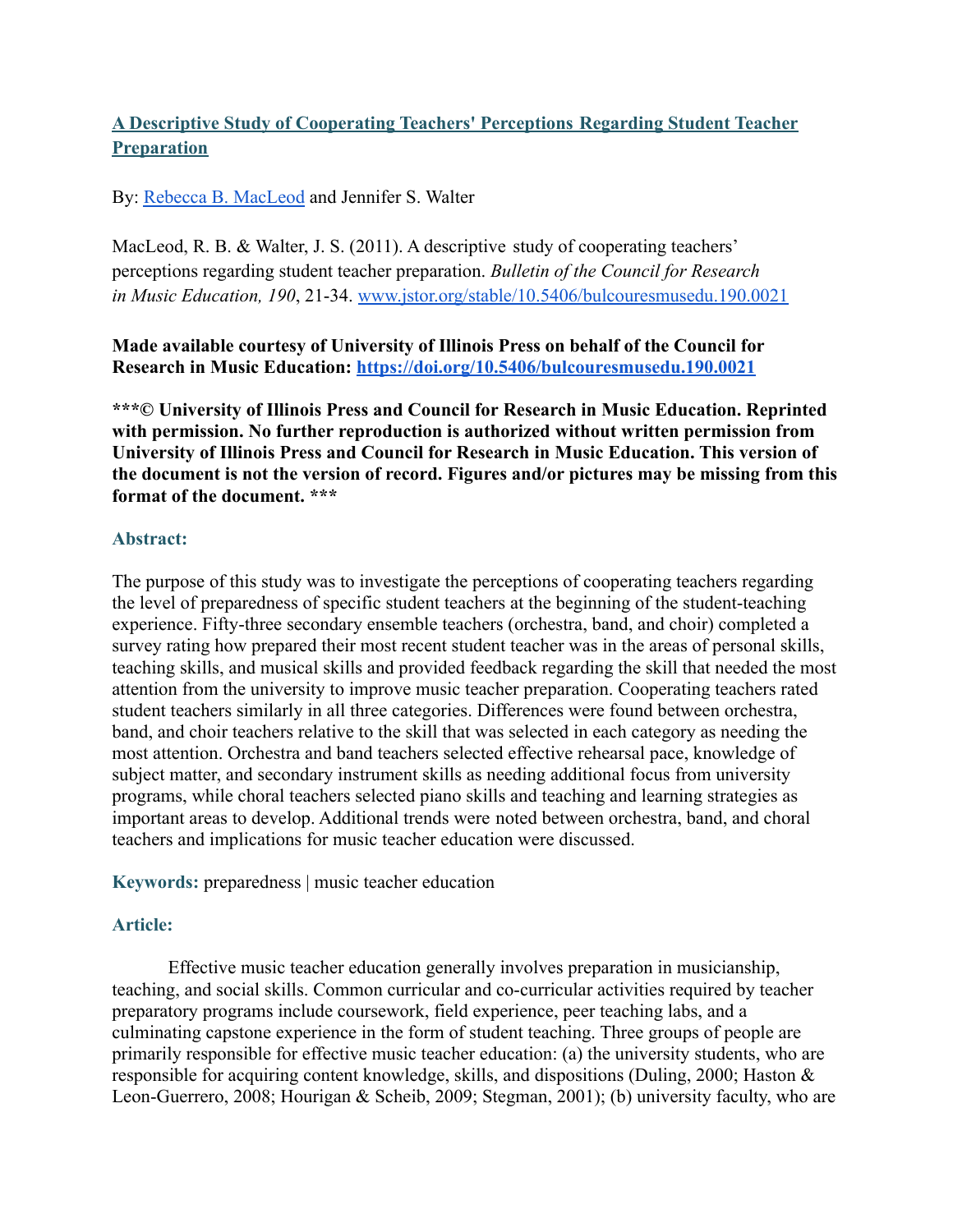# [A Descriptive Study of Cooperating Teachers' Perceptions Regarding Student Teacher Preparation](https://www.jstor.org/stable/10.5406/bulcouresmusedu.190.0021)

By: [Rebecca B. MacLeod]() and Jennifer S. Walter

MacLeod, R. B. & Walter, J. S. (2011). A descriptive study of cooperating teachers' perceptions regarding student teacher preparation. *Bulletin of the Council for Research in Music Education, 190*, 21-34. [www.jstor.org/stable/10.5406/bulcouresmusedu.190.0021](https://www.jstor.org/stable/10.5406/bulcouresmusedu.190.0021)

**Made available courtesy of University of Illinois Press on behalf of the Council for Research in Music Education: [https://doi.org/10.5406/bulcouresmusedu.190.0021](https://doi.org/10.5406/bulcouresmusedu.190.0021)**

**\*\*\*© University of Illinois Press and Council for Research in Music Education. Reprinted with permission. No further reproduction is authorized without written permission from University of Illinois Press and Council for Research in Music Education. This version of the document is not the version of record. Figures and/or pictures may be missing from this format of the document. \*\*\***

## Abstract:

The purpose of this study was to investigate the perceptions of cooperating teachers regarding the level of preparedness of specific student teachers at the beginning of the student-teaching experience. Fifty-three secondary ensemble teachers (orchestra, band, and choir) completed a survey rating how prepared their most recent student teacher was in the areas of personal skills, teaching skills, and musical skills and provided feedback regarding the skill that needed the most attention from the university to improve music teacher preparation. Cooperating teachers rated student teachers similarly in all three categories. Differences were found between orchestra, band, and choir teachers relative to the skill that was selected in each category as needing the most attention. Orchestra and band teachers selected effective rehearsal pace, knowledge of subject matter, and secondary instrument skills as needing additional focus from university programs, while choral teachers selected piano skills and teaching and learning strategies as important areas to develop. Additional trends were noted between orchestra, band, and choral teachers and implications for music teacher education were discussed.

**Keywords:** preparedness | music teacher education

## Article:

Effective music teacher education generally involves preparation in musicianship, teaching, and social skills. Common curricular and co-curricular activities required by teacher preparatory programs include coursework, field experience, peer teaching labs, and a culminating capstone experience in the form of student teaching. Three groups of people are primarily responsible for effective music teacher education: (a) the university students, who are responsible for acquiring content knowledge, skills, and dispositions (Duling, 2000; Haston & Leon-Guerrero, 2008; Hourigan & Scheib, 2009; Stegman, 2001); (b) university faculty, who are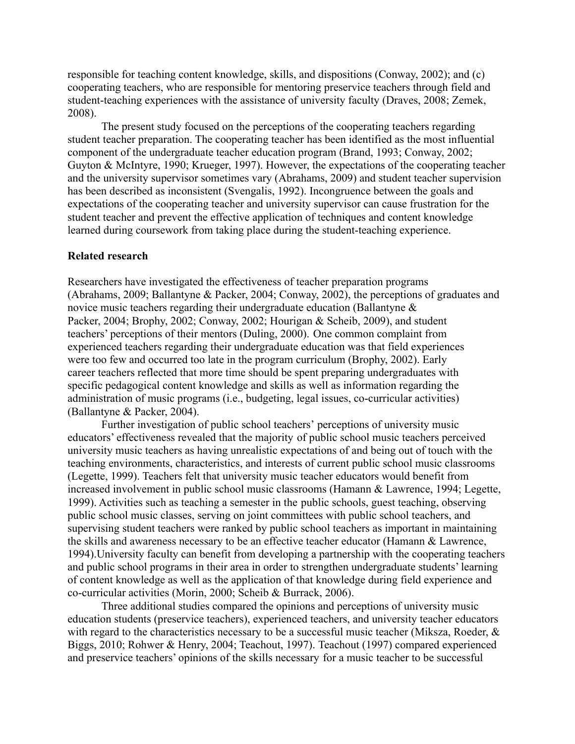responsible for teaching content knowledge, skills, and dispositions (Conway, 2002); and (c) cooperating teachers, who are responsible for mentoring preservice teachers through field and student-teaching experiences with the assistance of university faculty (Draves, 2008; Zemek, 2008).

The present study focused on the perceptions of the cooperating teachers regarding student teacher preparation. The cooperating teacher has been identified as the most influential component of the undergraduate teacher education program (Brand, 1993; Conway, 2002; Guyton & McIntyre, 1990; Krueger, 1997). However, the expectations of the cooperating teacher and the university supervisor sometimes vary (Abrahams, 2009) and student teacher supervision has been described as inconsistent (Svengalis, 1992). Incongruence between the goals and expectations of the cooperating teacher and university supervisor can cause frustration for the student teacher and prevent the effective application of techniques and content knowledge learned during coursework from taking place during the student-teaching experience.

## Related research

Researchers have investigated the effectiveness of teacher preparation programs (Abrahams, 2009; Ballantyne & Packer, 2004; Conway, 2002), the perceptions of graduates and novice music teachers regarding their undergraduate education (Ballantyne & Packer, 2004; Brophy, 2002; Conway, 2002; Hourigan & Scheib, 2009), and student teachers' perceptions of their mentors (Duling, 2000). One common complaint from experienced teachers regarding their undergraduate education was that field experiences were too few and occurred too late in the program curriculum (Brophy, 2002). Early career teachers reflected that more time should be spent preparing undergraduates with specific pedagogical content knowledge and skills as well as information regarding the administration of music programs (i.e., budgeting, legal issues, co-curricular activities) (Ballantyne & Packer, 2004).

Further investigation of public school teachers' perceptions of university music educators' effectiveness revealed that the majority of public school music teachers perceived university music teachers as having unrealistic expectations of and being out of touch with the teaching environments, characteristics, and interests of current public school music classrooms (Legette, 1999). Teachers felt that university music teacher educators would benefit from increased involvement in public school music classrooms (Hamann & Lawrence, 1994; Legette, 1999). Activities such as teaching a semester in the public schools, guest teaching, observing public school music classes, serving on joint committees with public school teachers, and supervising student teachers were ranked by public school teachers as important in maintaining the skills and awareness necessary to be an effective teacher educator (Hamann & Lawrence, 1994).University faculty can benefit from developing a partnership with the cooperating teachers and public school programs in their area in order to strengthen undergraduate students' learning of content knowledge as well as the application of that knowledge during field experience and co-curricular activities (Morin, 2000; Scheib & Burrack, 2006).

Three additional studies compared the opinions and perceptions of university music education students (preservice teachers), experienced teachers, and university teacher educators with regard to the characteristics necessary to be a successful music teacher (Miksza, Roeder, & Biggs, 2010; Rohwer & Henry, 2004; Teachout, 1997). Teachout (1997) compared experienced and preservice teachers' opinions of the skills necessary for a music teacher to be successful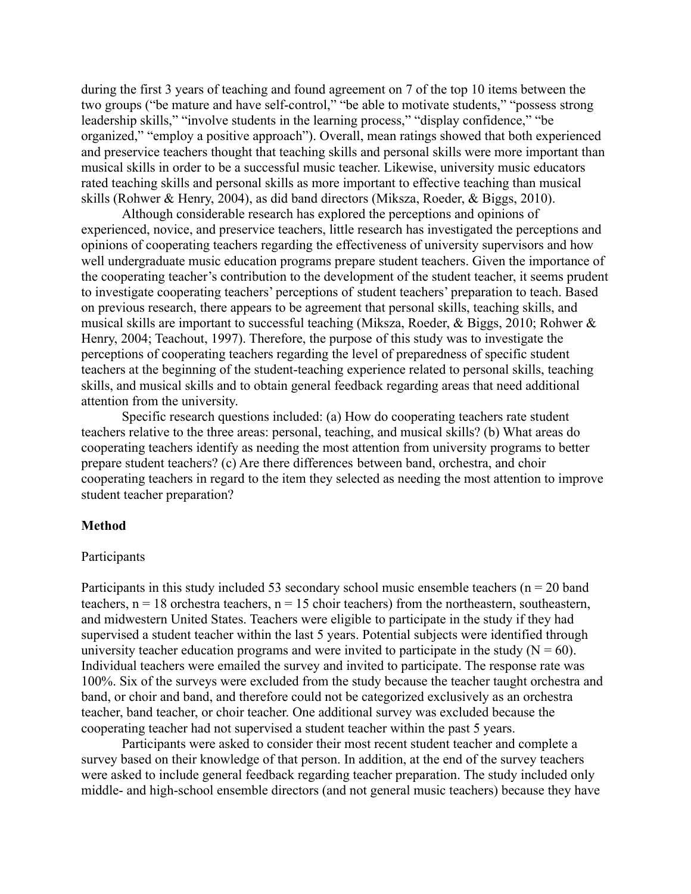during the first 3 years of teaching and found agreement on 7 of the top 10 items between the two groups ("be mature and have self-control," "be able to motivate students," "possess strong leadership skills," "involve students in the learning process," "display confidence," "be organized," "employ a positive approach"). Overall, mean ratings showed that both experienced and preservice teachers thought that teaching skills and personal skills were more important than musical skills in order to be a successful music teacher. Likewise, university music educators rated teaching skills and personal skills as more important to effective teaching than musical skills (Rohwer & Henry, 2004), as did band directors (Miksza, Roeder, & Biggs, 2010).

Although considerable research has explored the perceptions and opinions of experienced, novice, and preservice teachers, little research has investigated the perceptions and opinions of cooperating teachers regarding the effectiveness of university supervisors and how well undergraduate music education programs prepare student teachers. Given the importance of the cooperating teacher's contribution to the development of the student teacher, it seems prudent to investigate cooperating teachers' perceptions of student teachers' preparation to teach. Based on previous research, there appears to be agreement that personal skills, teaching skills, and musical skills are important to successful teaching (Miksza, Roeder, & Biggs, 2010; Rohwer & Henry, 2004; Teachout, 1997). Therefore, the purpose of this study was to investigate the perceptions of cooperating teachers regarding the level of preparedness of specific student teachers at the beginning of the student-teaching experience related to personal skills, teaching skills, and musical skills and to obtain general feedback regarding areas that need additional attention from the university.

Specific research questions included: (a) How do cooperating teachers rate student teachers relative to the three areas: personal, teaching, and musical skills? (b) What areas do cooperating teachers identify as needing the most attention from university programs to better prepare student teachers? (c) Are there differences between band, orchestra, and choir cooperating teachers in regard to the item they selected as needing the most attention to improve student teacher preparation?

## Method

### Participants

Participants in this study included 53 secondary school music ensemble teachers ($n = 20$ band teachers, $n = 18$ orchestra teachers, $n = 15$ choir teachers) from the northeastern, southeastern, and midwestern United States. Teachers were eligible to participate in the study if they had supervised a student teacher within the last 5 years. Potential subjects were identified through university teacher education programs and were invited to participate in the study ($N = 60$). Individual teachers were emailed the survey and invited to participate. The response rate was 100%. Six of the surveys were excluded from the study because the teacher taught orchestra and band, or choir and band, and therefore could not be categorized exclusively as an orchestra teacher, band teacher, or choir teacher. One additional survey was excluded because the cooperating teacher had not supervised a student teacher within the past 5 years.

Participants were asked to consider their most recent student teacher and complete a survey based on their knowledge of that person. In addition, at the end of the survey teachers were asked to include general feedback regarding teacher preparation. The study included only middle- and high-school ensemble directors (and not general music teachers) because they have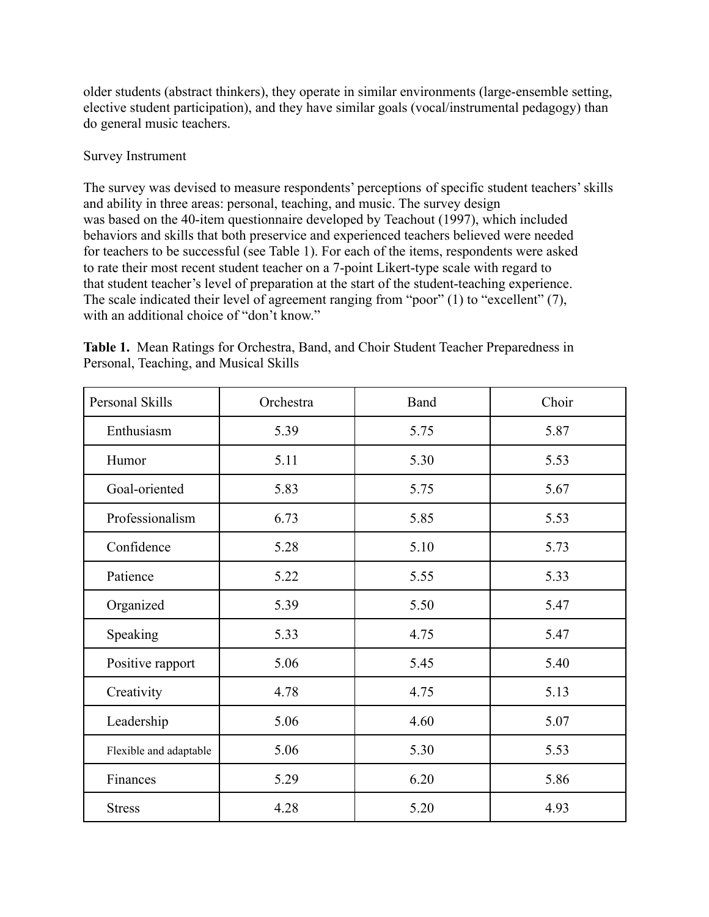older students (abstract thinkers), they operate in similar environments (large-ensemble setting, elective student participation), and they have similar goals (vocal/instrumental pedagogy) than do general music teachers.

Survey Instrument

The survey was devised to measure respondents' perceptions of specific student teachers' skills and ability in three areas: personal, teaching, and music. The survey design was based on the 40-item questionnaire developed by Teachout (1997), which included behaviors and skills that both preservice and experienced teachers believed were needed for teachers to be successful (see Table 1). For each of the items, respondents were asked to rate their most recent student teacher on a 7-point Likert-type scale with regard to that student teacher's level of preparation at the start of the student-teaching experience. The scale indicated their level of agreement ranging from "poor" (1) to "excellent" (7), with an additional choice of "don't know."

**Table 1.** Mean Ratings for Orchestra, Band, and Choir Student Teacher Preparedness in Personal, Teaching, and Musical Skills

| Personal Skills | Orchestra | Band | Choir |
|---|---|---|---|
| Enthusiasm | 5.39 | 5.75 | 5.87 |
| Humor | 5.11 | 5.30 | 5.53 |
| Goal-oriented | 5.83 | 5.75 | 5.67 |
| Professionalism | 6.73 | 5.85 | 5.53 |
| Confidence | 5.28 | 5.10 | 5.73 |
| Patience | 5.22 | 5.55 | 5.33 |
| Organized | 5.39 | 5.50 | 5.47 |
| Speaking | 5.33 | 4.75 | 5.47 |
| Positive rapport | 5.06 | 5.45 | 5.40 |
| Creativity | 4.78 | 4.75 | 5.13 |
| Leadership | 5.06 | 4.60 | 5.07 |
| Flexible and adaptable | 5.06 | 5.30 | 5.53 |
| Finances | 5.29 | 6.20 | 5.86 |
| Stress | 4.28 | 5.20 | 4.93 |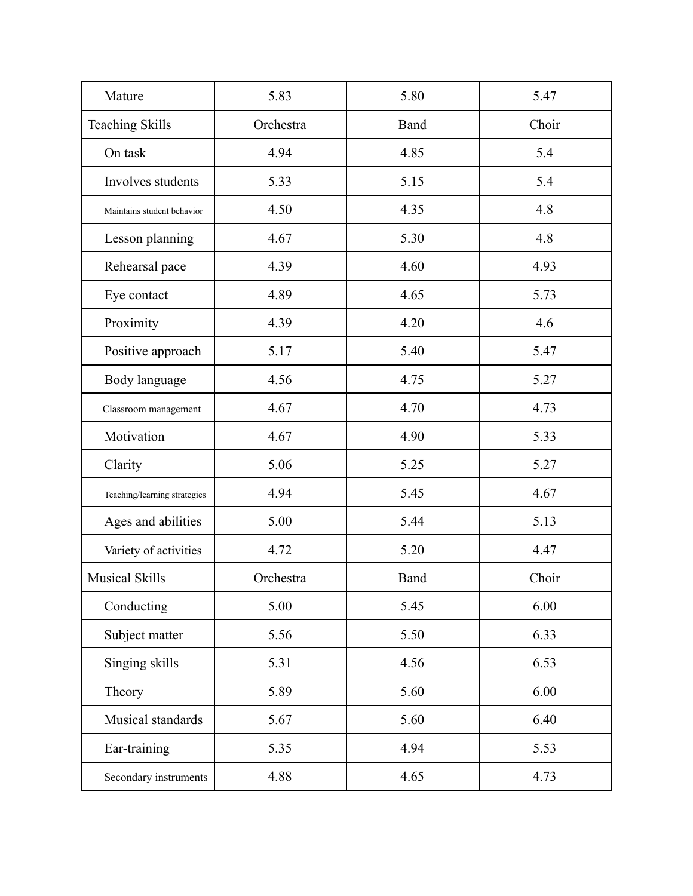| Mature | 5.83 | 5.80 | 5.47 |
|---|---|---|---|
| Teaching Skills | Orchestra | Band | Choir |
| On task | 4.94 | 4.85 | 5.4 |
| Involves students | 5.33 | 5.15 | 5.4 |
| Maintains student behavior | 4.50 | 4.35 | 4.8 |
| Lesson planning | 4.67 | 5.30 | 4.8 |
| Rehearsal pace | 4.39 | 4.60 | 4.93 |
| Eye contact | 4.89 | 4.65 | 5.73 |
| Proximity | 4.39 | 4.20 | 4.6 |
| Positive approach | 5.17 | 5.40 | 5.47 |
| Body language | 4.56 | 4.75 | 5.27 |
| Classroom management | 4.67 | 4.70 | 4.73 |
| Motivation | 4.67 | 4.90 | 5.33 |
| Clarity | 5.06 | 5.25 | 5.27 |
| Teaching/learning strategies | 4.94 | 5.45 | 4.67 |
| Ages and abilities | 5.00 | 5.44 | 5.13 |
| Variety of activities | 4.72 | 5.20 | 4.47 |
| Musical Skills | Orchestra | Band | Choir |
| Conducting | 5.00 | 5.45 | 6.00 |
| Subject matter | 5.56 | 5.50 | 6.33 |
| Singing skills | 5.31 | 4.56 | 6.53 |
| Theory | 5.89 | 5.60 | 6.00 |
| Musical standards | 5.67 | 5.60 | 6.40 |
| Ear-training | 5.35 | 4.94 | 5.53 |
| Secondary instruments | 4.88 | 4.65 | 4.73 |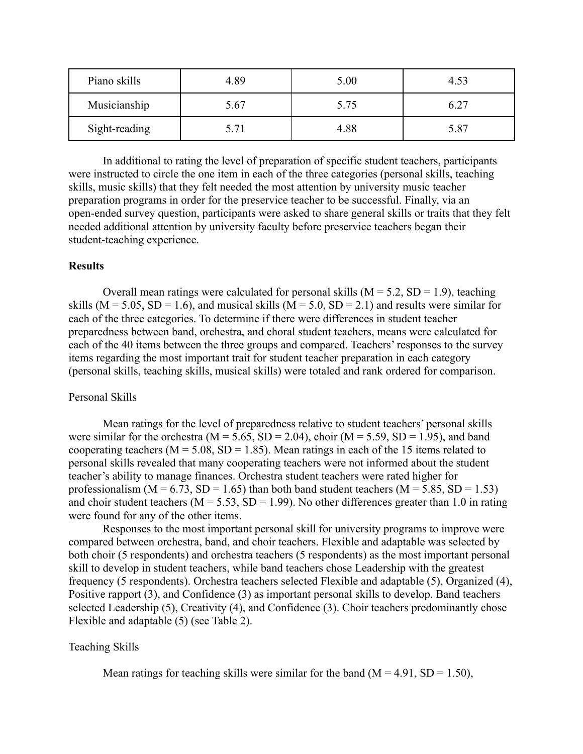| Piano skills | 4.89 | 5.00 | 4.53 |
|---|---|---|---|
| Musicianship | 5.67 | 5.75 | 6.27 |
| Sight-reading | 5.71 | 4.88 | 5.87 |

In additional to rating the level of preparation of specific student teachers, participants were instructed to circle the one item in each of the three categories (personal skills, teaching skills, music skills) that they felt needed the most attention by university music teacher preparation programs in order for the preservice teacher to be successful. Finally, via an open-ended survey question, participants were asked to share general skills or traits that they felt needed additional attention by university faculty before preservice teachers began their student-teaching experience.

**Results**

Overall mean ratings were calculated for personal skills ($M = 5.2$, $SD = 1.9$), teaching skills ($M = 5.05$, $SD = 1.6$), and musical skills ($M = 5.0$, $SD = 2.1$) and results were similar for each of the three categories. To determine if there were differences in student teacher preparedness between band, orchestra, and choral student teachers, means were calculated for each of the 40 items between the three groups and compared. Teachers' responses to the survey items regarding the most important trait for student teacher preparation in each category (personal skills, teaching skills, musical skills) were totaled and rank ordered for comparison.

Personal Skills

Mean ratings for the level of preparedness relative to student teachers' personal skills were similar for the orchestra ($M = 5.65$, $SD = 2.04$), choir ($M = 5.59$, $SD = 1.95$), and band cooperating teachers ($M = 5.08$, $SD = 1.85$). Mean ratings in each of the 15 items related to personal skills revealed that many cooperating teachers were not informed about the student teacher's ability to manage finances. Orchestra student teachers were rated higher for professionalism ($M = 6.73$, $SD = 1.65$) than both band student teachers ($M = 5.85$, $SD = 1.53$) and choir student teachers ($M = 5.53$, $SD = 1.99$). No other differences greater than 1.0 in rating were found for any of the other items.

Responses to the most important personal skill for university programs to improve were compared between orchestra, band, and choir teachers. Flexible and adaptable was selected by both choir (5 respondents) and orchestra teachers (5 respondents) as the most important personal skill to develop in student teachers, while band teachers chose Leadership with the greatest frequency (5 respondents). Orchestra teachers selected Flexible and adaptable (5), Organized (4), Positive rapport (3), and Confidence (3) as important personal skills to develop. Band teachers selected Leadership (5), Creativity (4), and Confidence (3). Choir teachers predominantly chose Flexible and adaptable (5) (see Table 2).

Teaching Skills

Mean ratings for teaching skills were similar for the band ($M = 4.91$, $SD = 1.50$),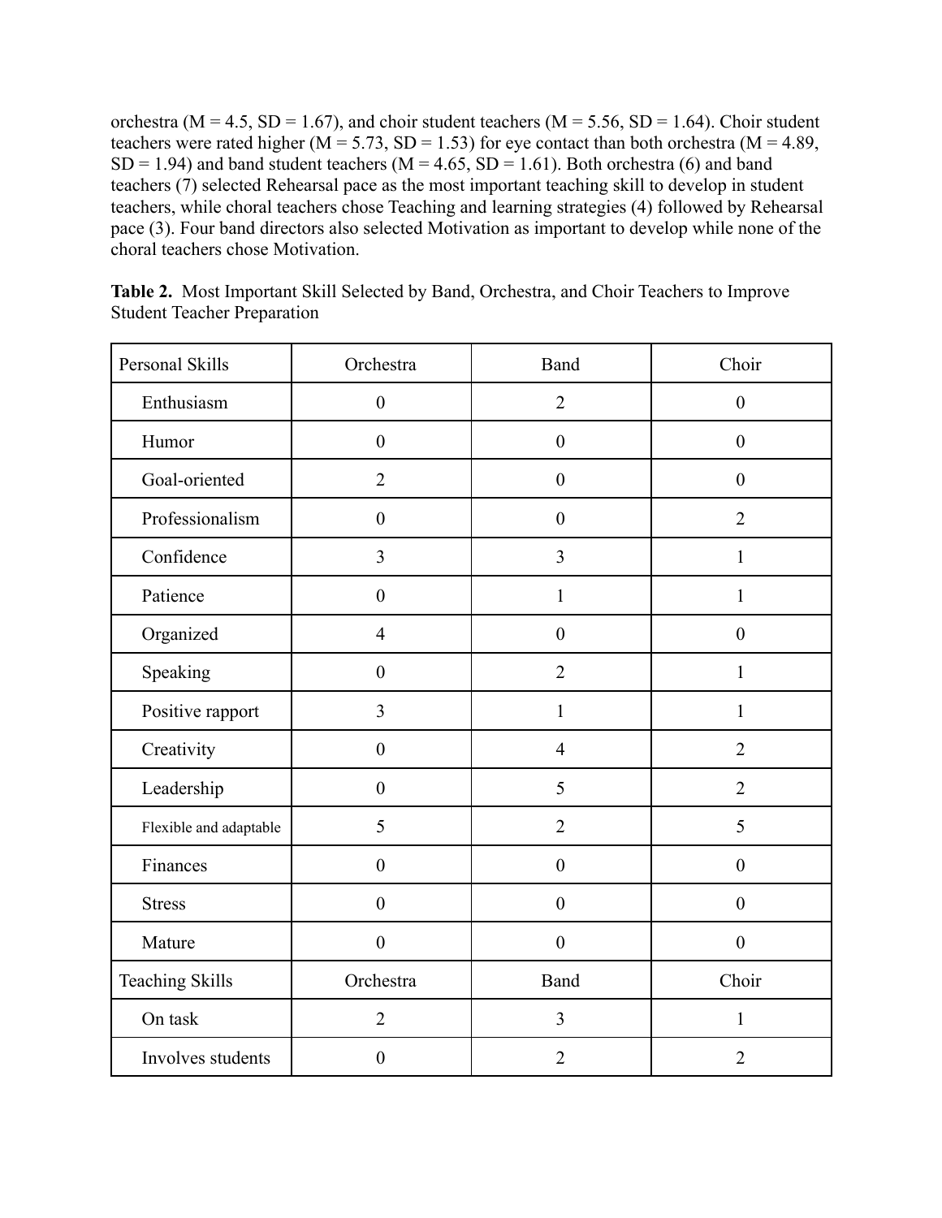orchestra (M = 4.5, SD = 1.67), and choir student teachers (M = 5.56, SD = 1.64). Choir student teachers were rated higher (M = 5.73, SD = 1.53) for eye contact than both orchestra (M = 4.89, SD = 1.94) and band student teachers (M = 4.65, SD = 1.61). Both orchestra (6) and band teachers (7) selected Rehearsal pace as the most important teaching skill to develop in student teachers, while choral teachers chose Teaching and learning strategies (4) followed by Rehearsal pace (3). Four band directors also selected Motivation as important to develop while none of the choral teachers chose Motivation.

**Table 2.** Most Important Skill Selected by Band, Orchestra, and Choir Teachers to Improve Student Teacher Preparation

| Personal Skills | Orchestra | Band | Choir |
|---|---|---|---|
| Enthusiasm | 0 | 2 | 0 |
| Humor | 0 | 0 | 0 |
| Goal-oriented | 2 | 0 | 0 |
| Professionalism | 0 | 0 | 2 |
| Confidence | 3 | 3 | 1 |
| Patience | 0 | 1 | 1 |
| Organized | 4 | 0 | 0 |
| Speaking | 0 | 2 | 1 |
| Positive rapport | 3 | 1 | 1 |
| Creativity | 0 | 4 | 2 |
| Leadership | 0 | 5 | 2 |
| Flexible and adaptable | 5 | 2 | 5 |
| Finances | 0 | 0 | 0 |
| Stress | 0 | 0 | 0 |
| Mature | 0 | 0 | 0 |
| **Teaching Skills** | **Orchestra** | **Band** | **Choir** |
| On task | 2 | 3 | 1 |
| Involves students | 0 | 2 | 2 |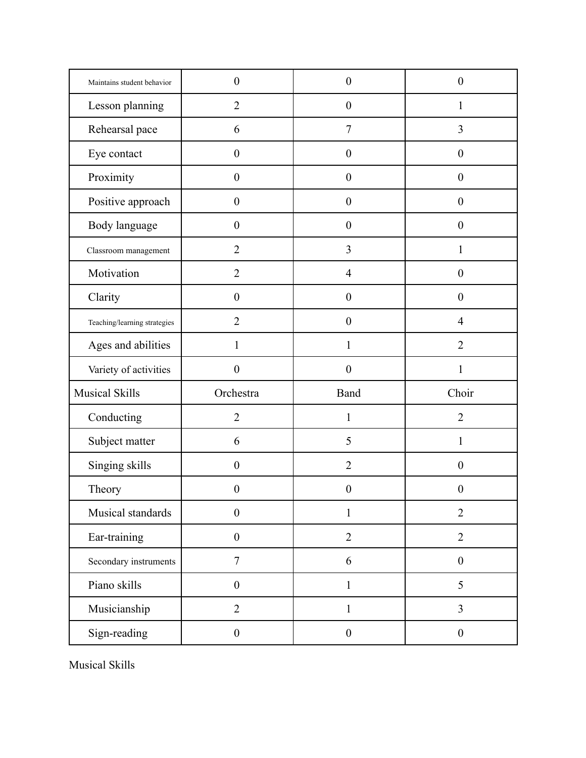| Maintains student behavior | 0 | 0 | 0 |
|---|---|---|---|
| Lesson planning | 2 | 0 | 1 |
| Rehearsal pace | 6 | 7 | 3 |
| Eye contact | 0 | 0 | 0 |
| Proximity | 0 | 0 | 0 |
| Positive approach | 0 | 0 | 0 |
| Body language | 0 | 0 | 0 |
| Classroom management | 2 | 3 | 1 |
| Motivation | 2 | 4 | 0 |
| Clarity | 0 | 0 | 0 |
| Teaching/learning strategies | 2 | 0 | 4 |
| Ages and abilities | 1 | 1 | 2 |
| Variety of activities | 0 | 0 | 1 |
| Musical Skills | Orchestra | Band | Choir |
| Conducting | 2 | 1 | 2 |
| Subject matter | 6 | 5 | 1 |
| Singing skills | 0 | 2 | 0 |
| Theory | 0 | 0 | 0 |
| Musical standards | 0 | 1 | 2 |
| Ear-training | 0 | 2 | 2 |
| Secondary instruments | 7 | 6 | 0 |
| Piano skills | 0 | 1 | 5 |
| Musicianship | 2 | 1 | 3 |
| Sign-reading | 0 | 0 | 0 |

Musical Skills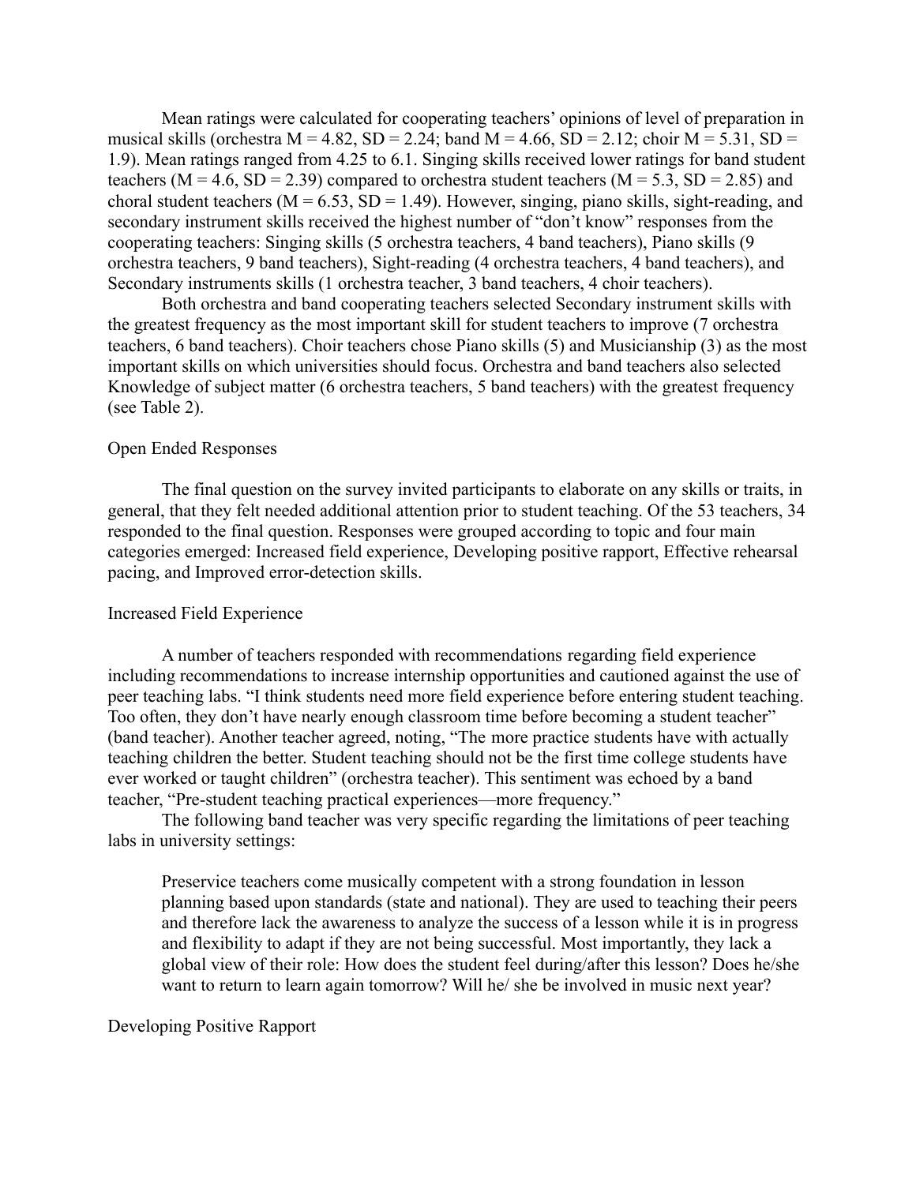Mean ratings were calculated for cooperating teachers' opinions of level of preparation in musical skills (orchestra $M = 4.82$, $SD = 2.24$; band $M = 4.66$, $SD = 2.12$; choir $M = 5.31$, $SD = 1.9$). Mean ratings ranged from 4.25 to 6.1. Singing skills received lower ratings for band student teachers ($M = 4.6$, $SD = 2.39$) compared to orchestra student teachers ($M = 5.3$, $SD = 2.85$) and choral student teachers ($M = 6.53$, $SD = 1.49$). However, singing, piano skills, sight-reading, and secondary instrument skills received the highest number of "don't know" responses from the cooperating teachers: Singing skills (5 orchestra teachers, 4 band teachers), Piano skills (9 orchestra teachers, 9 band teachers), Sight-reading (4 orchestra teachers, 4 band teachers), and Secondary instruments skills (1 orchestra teacher, 3 band teachers, 4 choir teachers).

Both orchestra and band cooperating teachers selected Secondary instrument skills with the greatest frequency as the most important skill for student teachers to improve (7 orchestra teachers, 6 band teachers). Choir teachers chose Piano skills (5) and Musicianship (3) as the most important skills on which universities should focus. Orchestra and band teachers also selected Knowledge of subject matter (6 orchestra teachers, 5 band teachers) with the greatest frequency (see Table 2).

## Open Ended Responses

The final question on the survey invited participants to elaborate on any skills or traits, in general, that they felt needed additional attention prior to student teaching. Of the 53 teachers, 34 responded to the final question. Responses were grouped according to topic and four main categories emerged: Increased field experience, Developing positive rapport, Effective rehearsal pacing, and Improved error-detection skills.

### Increased Field Experience

A number of teachers responded with recommendations regarding field experience including recommendations to increase internship opportunities and cautioned against the use of peer teaching labs. "I think students need more field experience before entering student teaching. Too often, they don't have nearly enough classroom time before becoming a student teacher" (band teacher). Another teacher agreed, noting, "The more practice students have with actually teaching children the better. Student teaching should not be the first time college students have ever worked or taught children" (orchestra teacher). This sentiment was echoed by a band teacher, "Pre-student teaching practical experiences—more frequency."

The following band teacher was very specific regarding the limitations of peer teaching labs in university settings:

> Preservice teachers come musically competent with a strong foundation in lesson planning based upon standards (state and national). They are used to teaching their peers and therefore lack the awareness to analyze the success of a lesson while it is in progress and flexibility to adapt if they are not being successful. Most importantly, they lack a global view of their role: How does the student feel during/after this lesson? Does he/she want to return to learn again tomorrow? Will he/ she be involved in music next year?

### Developing Positive Rapport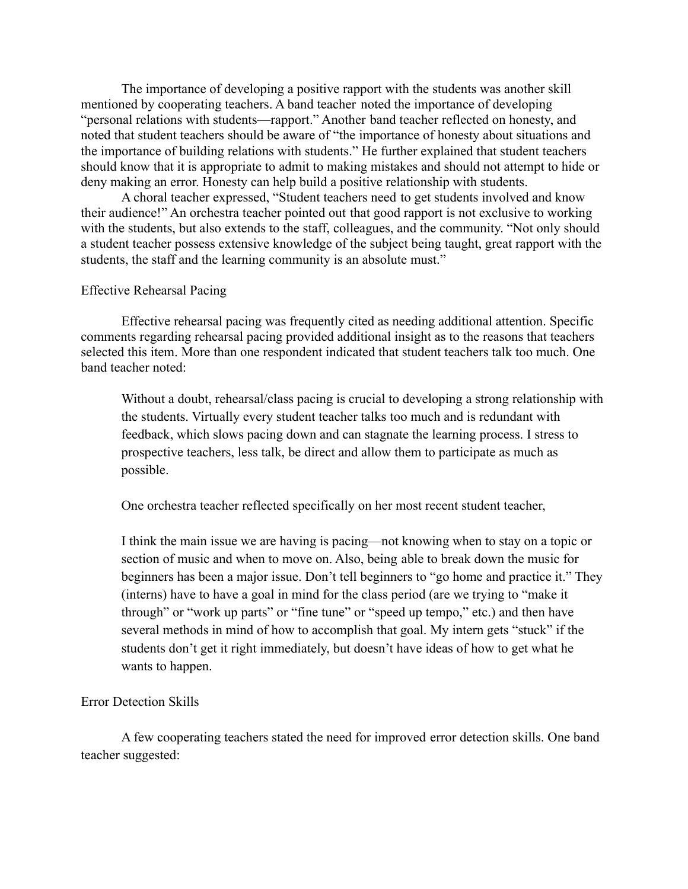The importance of developing a positive rapport with the students was another skill mentioned by cooperating teachers. A band teacher noted the importance of developing "personal relations with students—rapport." Another band teacher reflected on honesty, and noted that student teachers should be aware of "the importance of honesty about situations and the importance of building relations with students." He further explained that student teachers should know that it is appropriate to admit to making mistakes and should not attempt to hide or deny making an error. Honesty can help build a positive relationship with students.

A choral teacher expressed, "Student teachers need to get students involved and know their audience!" An orchestra teacher pointed out that good rapport is not exclusive to working with the students, but also extends to the staff, colleagues, and the community. "Not only should a student teacher possess extensive knowledge of the subject being taught, great rapport with the students, the staff and the learning community is an absolute must."

## Effective Rehearsal Pacing

Effective rehearsal pacing was frequently cited as needing additional attention. Specific comments regarding rehearsal pacing provided additional insight as to the reasons that teachers selected this item. More than one respondent indicated that student teachers talk too much. One band teacher noted:

> Without a doubt, rehearsal/class pacing is crucial to developing a strong relationship with the students. Virtually every student teacher talks too much and is redundant with feedback, which slows pacing down and can stagnate the learning process. I stress to prospective teachers, less talk, be direct and allow them to participate as much as possible.
>
> One orchestra teacher reflected specifically on her most recent student teacher,
>
> I think the main issue we are having is pacing—not knowing when to stay on a topic or section of music and when to move on. Also, being able to break down the music for beginners has been a major issue. Don't tell beginners to "go home and practice it." They (interns) have to have a goal in mind for the class period (are we trying to "make it through" or "work up parts" or "fine tune" or "speed up tempo," etc.) and then have several methods in mind of how to accomplish that goal. My intern gets "stuck" if the students don't get it right immediately, but doesn't have ideas of how to get what he wants to happen.

## Error Detection Skills

A few cooperating teachers stated the need for improved error detection skills. One band teacher suggested: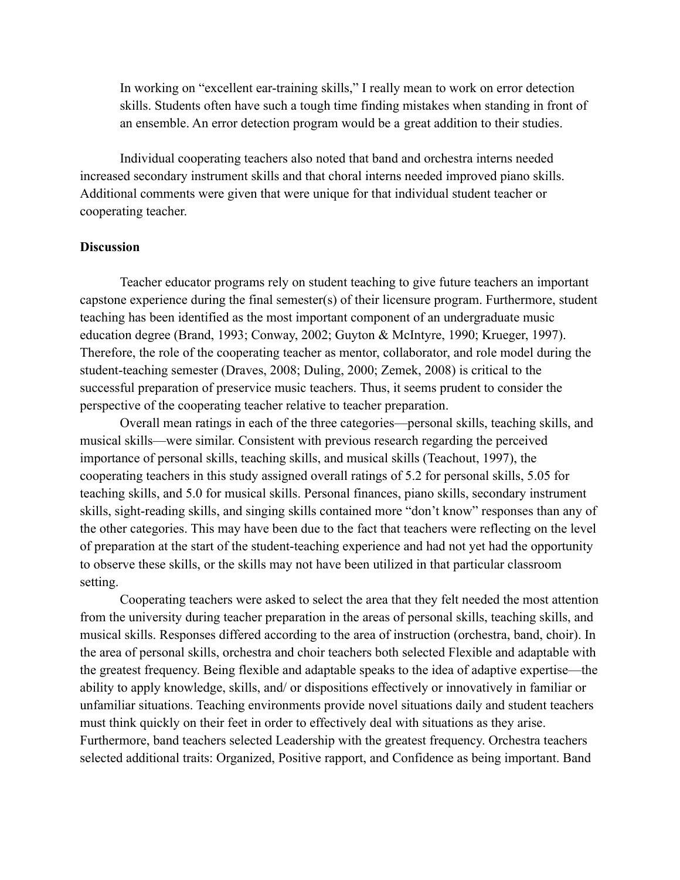> In working on "excellent ear-training skills," I really mean to work on error detection skills. Students often have such a tough time finding mistakes when standing in front of an ensemble. An error detection program would be a great addition to their studies.

Individual cooperating teachers also noted that band and orchestra interns needed increased secondary instrument skills and that choral interns needed improved piano skills. Additional comments were given that were unique for that individual student teacher or cooperating teacher.

**Discussion**

Teacher educator programs rely on student teaching to give future teachers an important capstone experience during the final semester(s) of their licensure program. Furthermore, student teaching has been identified as the most important component of an undergraduate music education degree (Brand, 1993; Conway, 2002; Guyton & McIntyre, 1990; Krueger, 1997). Therefore, the role of the cooperating teacher as mentor, collaborator, and role model during the student-teaching semester (Draves, 2008; Duling, 2000; Zemek, 2008) is critical to the successful preparation of preservice music teachers. Thus, it seems prudent to consider the perspective of the cooperating teacher relative to teacher preparation.

Overall mean ratings in each of the three categories—personal skills, teaching skills, and musical skills—were similar. Consistent with previous research regarding the perceived importance of personal skills, teaching skills, and musical skills (Teachout, 1997), the cooperating teachers in this study assigned overall ratings of 5.2 for personal skills, 5.05 for teaching skills, and 5.0 for musical skills. Personal finances, piano skills, secondary instrument skills, sight-reading skills, and singing skills contained more "don't know" responses than any of the other categories. This may have been due to the fact that teachers were reflecting on the level of preparation at the start of the student-teaching experience and had not yet had the opportunity to observe these skills, or the skills may not have been utilized in that particular classroom setting.

Cooperating teachers were asked to select the area that they felt needed the most attention from the university during teacher preparation in the areas of personal skills, teaching skills, and musical skills. Responses differed according to the area of instruction (orchestra, band, choir). In the area of personal skills, orchestra and choir teachers both selected Flexible and adaptable with the greatest frequency. Being flexible and adaptable speaks to the idea of adaptive expertise—the ability to apply knowledge, skills, and/ or dispositions effectively or innovatively in familiar or unfamiliar situations. Teaching environments provide novel situations daily and student teachers must think quickly on their feet in order to effectively deal with situations as they arise. Furthermore, band teachers selected Leadership with the greatest frequency. Orchestra teachers selected additional traits: Organized, Positive rapport, and Confidence as being important. Band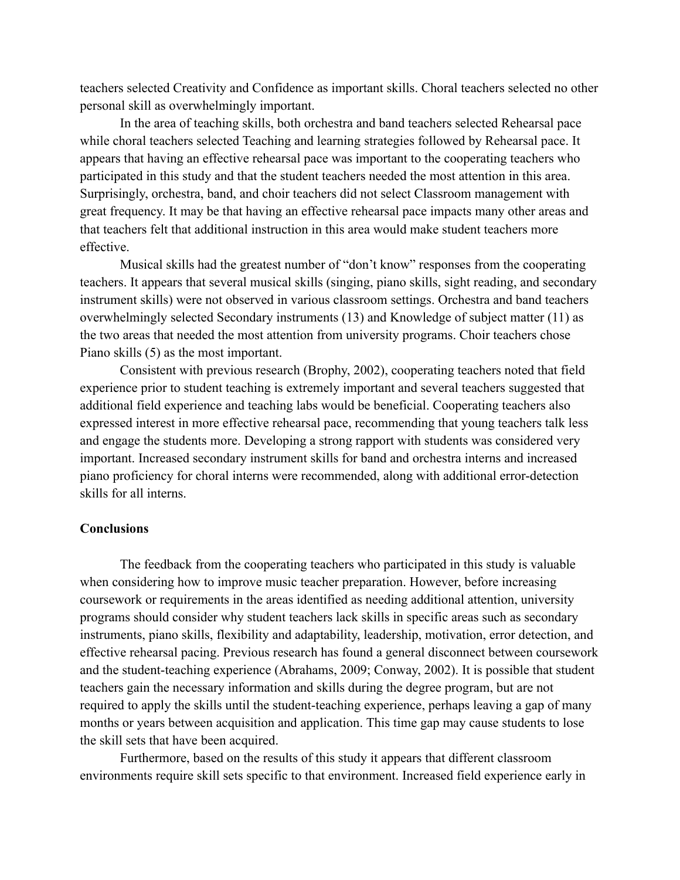teachers selected Creativity and Confidence as important skills. Choral teachers selected no other personal skill as overwhelmingly important.

In the area of teaching skills, both orchestra and band teachers selected Rehearsal pace while choral teachers selected Teaching and learning strategies followed by Rehearsal pace. It appears that having an effective rehearsal pace was important to the cooperating teachers who participated in this study and that the student teachers needed the most attention in this area. Surprisingly, orchestra, band, and choir teachers did not select Classroom management with great frequency. It may be that having an effective rehearsal pace impacts many other areas and that teachers felt that additional instruction in this area would make student teachers more effective.

Musical skills had the greatest number of "don't know" responses from the cooperating teachers. It appears that several musical skills (singing, piano skills, sight reading, and secondary instrument skills) were not observed in various classroom settings. Orchestra and band teachers overwhelmingly selected Secondary instruments (13) and Knowledge of subject matter (11) as the two areas that needed the most attention from university programs. Choir teachers chose Piano skills (5) as the most important.

Consistent with previous research (Brophy, 2002), cooperating teachers noted that field experience prior to student teaching is extremely important and several teachers suggested that additional field experience and teaching labs would be beneficial. Cooperating teachers also expressed interest in more effective rehearsal pace, recommending that young teachers talk less and engage the students more. Developing a strong rapport with students was considered very important. Increased secondary instrument skills for band and orchestra interns and increased piano proficiency for choral interns were recommended, along with additional error-detection skills for all interns.

**Conclusions**

The feedback from the cooperating teachers who participated in this study is valuable when considering how to improve music teacher preparation. However, before increasing coursework or requirements in the areas identified as needing additional attention, university programs should consider why student teachers lack skills in specific areas such as secondary instruments, piano skills, flexibility and adaptability, leadership, motivation, error detection, and effective rehearsal pacing. Previous research has found a general disconnect between coursework and the student-teaching experience (Abrahams, 2009; Conway, 2002). It is possible that student teachers gain the necessary information and skills during the degree program, but are not required to apply the skills until the student-teaching experience, perhaps leaving a gap of many months or years between acquisition and application. This time gap may cause students to lose the skill sets that have been acquired.

Furthermore, based on the results of this study it appears that different classroom environments require skill sets specific to that environment. Increased field experience early in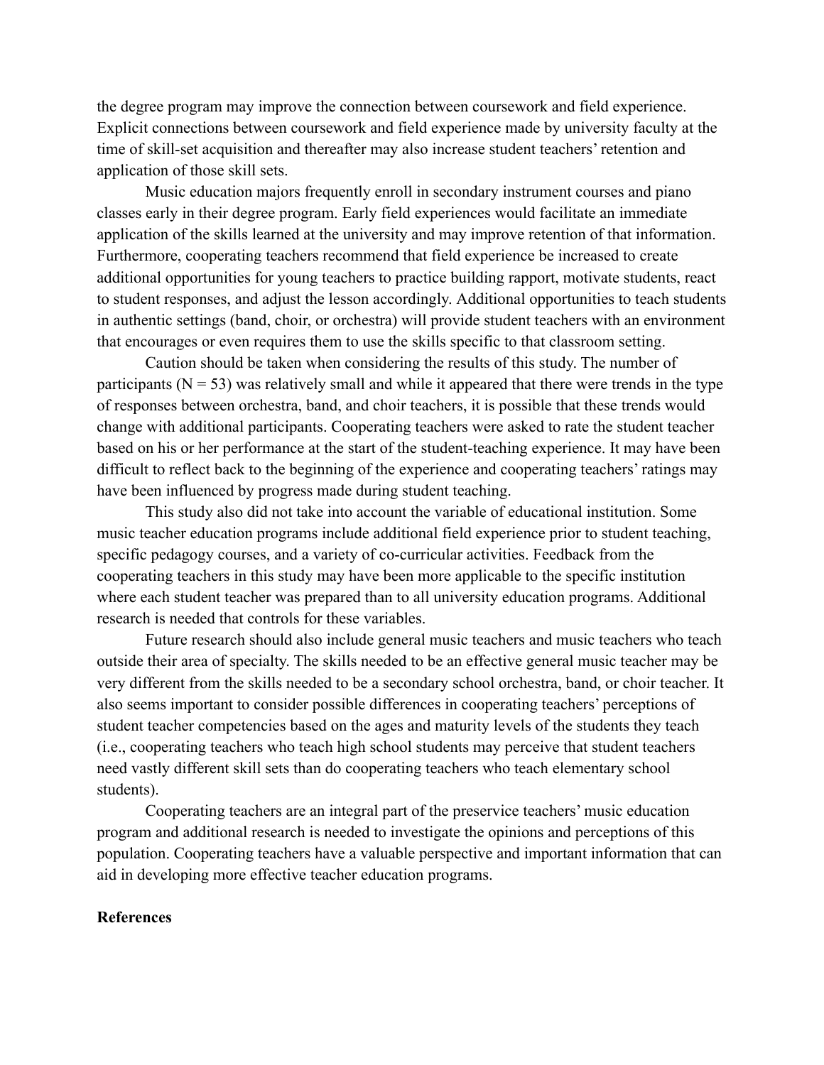the degree program may improve the connection between coursework and field experience. Explicit connections between coursework and field experience made by university faculty at the time of skill-set acquisition and thereafter may also increase student teachers' retention and application of those skill sets.

Music education majors frequently enroll in secondary instrument courses and piano classes early in their degree program. Early field experiences would facilitate an immediate application of the skills learned at the university and may improve retention of that information. Furthermore, cooperating teachers recommend that field experience be increased to create additional opportunities for young teachers to practice building rapport, motivate students, react to student responses, and adjust the lesson accordingly. Additional opportunities to teach students in authentic settings (band, choir, or orchestra) will provide student teachers with an environment that encourages or even requires them to use the skills specific to that classroom setting.

Caution should be taken when considering the results of this study. The number of participants ($N = 53$) was relatively small and while it appeared that there were trends in the type of responses between orchestra, band, and choir teachers, it is possible that these trends would change with additional participants. Cooperating teachers were asked to rate the student teacher based on his or her performance at the start of the student-teaching experience. It may have been difficult to reflect back to the beginning of the experience and cooperating teachers' ratings may have been influenced by progress made during student teaching.

This study also did not take into account the variable of educational institution. Some music teacher education programs include additional field experience prior to student teaching, specific pedagogy courses, and a variety of co-curricular activities. Feedback from the cooperating teachers in this study may have been more applicable to the specific institution where each student teacher was prepared than to all university education programs. Additional research is needed that controls for these variables.

Future research should also include general music teachers and music teachers who teach outside their area of specialty. The skills needed to be an effective general music teacher may be very different from the skills needed to be a secondary school orchestra, band, or choir teacher. It also seems important to consider possible differences in cooperating teachers' perceptions of student teacher competencies based on the ages and maturity levels of the students they teach (i.e., cooperating teachers who teach high school students may perceive that student teachers need vastly different skill sets than do cooperating teachers who teach elementary school students).

Cooperating teachers are an integral part of the preservice teachers' music education program and additional research is needed to investigate the opinions and perceptions of this population. Cooperating teachers have a valuable perspective and important information that can aid in developing more effective teacher education programs.

**References**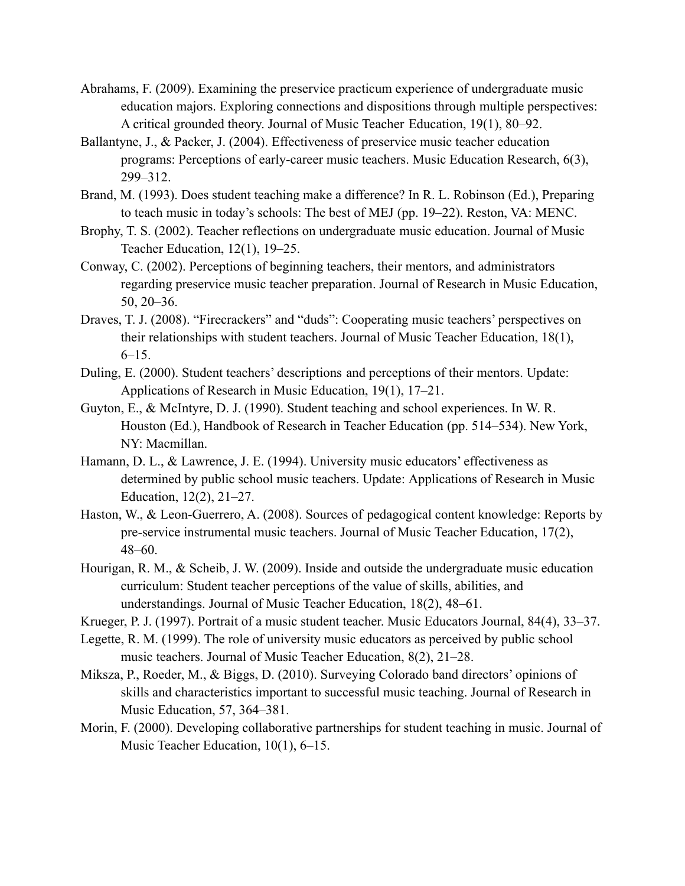Abrahams, F. (2009). Examining the preservice practicum experience of undergraduate music education majors. Exploring connections and dispositions through multiple perspectives: A critical grounded theory. Journal of Music Teacher Education, 19(1), 80–92.

Ballantyne, J., & Packer, J. (2004). Effectiveness of preservice music teacher education programs: Perceptions of early-career music teachers. Music Education Research, 6(3), 299–312.

Brand, M. (1993). Does student teaching make a difference? In R. L. Robinson (Ed.), Preparing to teach music in today's schools: The best of MEJ (pp. 19–22). Reston, VA: MENC.

Brophy, T. S. (2002). Teacher reflections on undergraduate music education. Journal of Music Teacher Education, 12(1), 19–25.

Conway, C. (2002). Perceptions of beginning teachers, their mentors, and administrators regarding preservice music teacher preparation. Journal of Research in Music Education, 50, 20–36.

Draves, T. J. (2008). "Firecrackers" and "duds": Cooperating music teachers' perspectives on their relationships with student teachers. Journal of Music Teacher Education, 18(1), 6–15.

Duling, E. (2000). Student teachers' descriptions and perceptions of their mentors. Update: Applications of Research in Music Education, 19(1), 17–21.

Guyton, E., & McIntyre, D. J. (1990). Student teaching and school experiences. In W. R. Houston (Ed.), Handbook of Research in Teacher Education (pp. 514–534). New York, NY: Macmillan.

Hamann, D. L., & Lawrence, J. E. (1994). University music educators' effectiveness as determined by public school music teachers. Update: Applications of Research in Music Education, 12(2), 21–27.

Haston, W., & Leon-Guerrero, A. (2008). Sources of pedagogical content knowledge: Reports by pre-service instrumental music teachers. Journal of Music Teacher Education, 17(2), 48–60.

Hourigan, R. M., & Scheib, J. W. (2009). Inside and outside the undergraduate music education curriculum: Student teacher perceptions of the value of skills, abilities, and understandings. Journal of Music Teacher Education, 18(2), 48–61.

Krueger, P. J. (1997). Portrait of a music student teacher. Music Educators Journal, 84(4), 33–37.

Legette, R. M. (1999). The role of university music educators as perceived by public school music teachers. Journal of Music Teacher Education, 8(2), 21–28.

Miksza, P., Roeder, M., & Biggs, D. (2010). Surveying Colorado band directors' opinions of skills and characteristics important to successful music teaching. Journal of Research in Music Education, 57, 364–381.

Morin, F. (2000). Developing collaborative partnerships for student teaching in music. Journal of Music Teacher Education, 10(1), 6–15.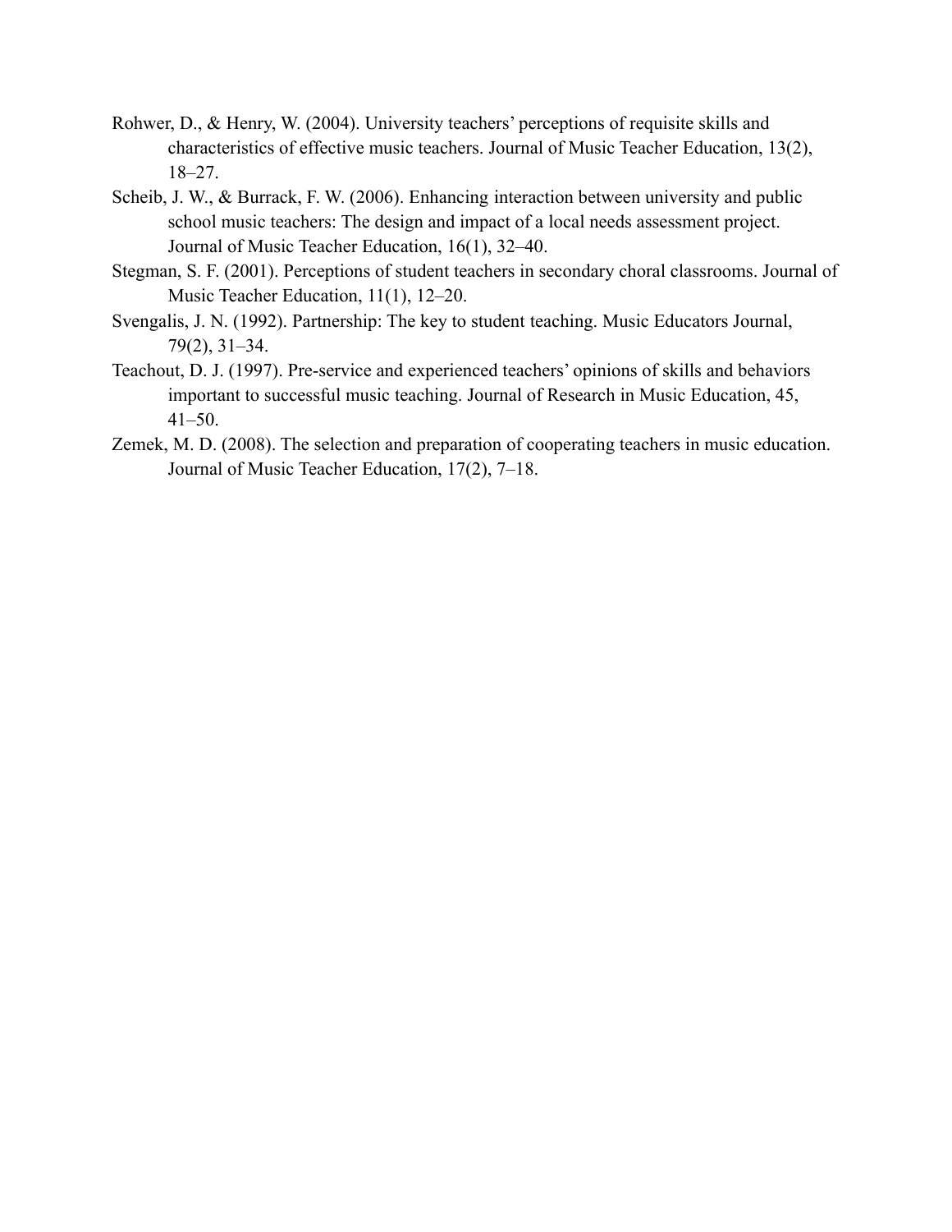Rohwer, D., & Henry, W. (2004). University teachers' perceptions of requisite skills and characteristics of effective music teachers. Journal of Music Teacher Education, 13(2), 18–27.

Scheib, J. W., & Burrack, F. W. (2006). Enhancing interaction between university and public school music teachers: The design and impact of a local needs assessment project. Journal of Music Teacher Education, 16(1), 32–40.

Stegman, S. F. (2001). Perceptions of student teachers in secondary choral classrooms. Journal of Music Teacher Education, 11(1), 12–20.

Svengalis, J. N. (1992). Partnership: The key to student teaching. Music Educators Journal, 79(2), 31–34.

Teachout, D. J. (1997). Pre-service and experienced teachers' opinions of skills and behaviors important to successful music teaching. Journal of Research in Music Education, 45, 41–50.

Zemek, M. D. (2008). The selection and preparation of cooperating teachers in music education. Journal of Music Teacher Education, 17(2), 7–18.